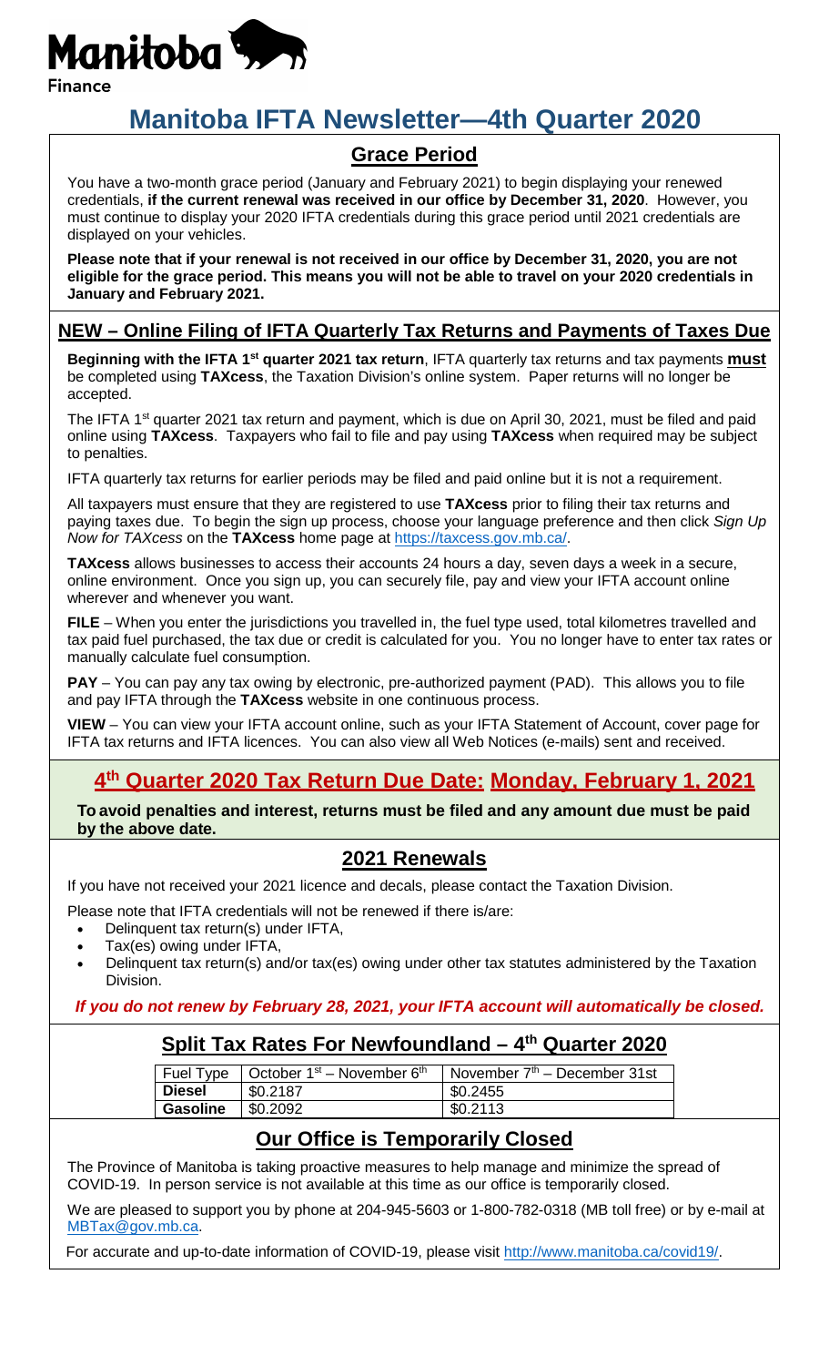Manitoba Finance

# Manitoba IFTA Newsletter—4th Quarter 2020

## Grace Period

You have a two-month grace period (January and February 2021) to begin displaying your renewed credentials, **if the current renewal was received in our office by December 31, 2020**. However, you must continue to display your 2020 IFTA credentials during this grace period until 2021 credentials are displayed on your vehicles.

**Please note that if your renewal is not received in our office by December 31, 2020, you are not eligible for the grace period. This means you will not be able to travel on your 2020 credentials in January and February 2021.**

## NEW – Online Filing of IFTA Quarterly Tax Returns and Payments of Taxes Due

**Beginning with the IFTA 1st quarter 2021 tax return**, IFTA quarterly tax returns and tax payments **must** be completed using **TAXcess**, the Taxation Division's online system. Paper returns will no longer be accepted.

The IFTA 1st quarter 2021 tax return and payment, which is due on April 30, 2021, must be filed and paid online using **TAXcess**. Taxpayers who fail to file and pay using **TAXcess** when required may be subject to penalties.

IFTA quarterly tax returns for earlier periods may be filed and paid online but it is not a requirement.

All taxpayers must ensure that they are registered to use **TAXcess** prior to filing their tax returns and paying taxes due. To begin the sign up process, choose your language preference and then click *Sign Up Now for TAXcess* on the **TAXcess** home page at https://taxcess.gov.mb.ca/.

**TAXcess** allows businesses to access their accounts 24 hours a day, seven days a week in a secure, online environment. Once you sign up, you can securely file, pay and view your IFTA account online wherever and whenever you want.

**FILE** – When you enter the jurisdictions you travelled in, the fuel type used, total kilometres travelled and tax paid fuel purchased, the tax due or credit is calculated for you. You no longer have to enter tax rates or manually calculate fuel consumption.

**PAY** – You can pay any tax owing by electronic, pre-authorized payment (PAD). This allows you to file and pay IFTA through the **TAXcess** website in one continuous process.

**VIEW** – You can view your IFTA account online, such as your IFTA Statement of Account, cover page for IFTA tax returns and IFTA licences. You can also view all Web Notices (e-mails) sent and received.

## 4th Quarter 2020 Tax Return Due Date: Monday, February 1, 2021

**To avoid penalties and interest, returns must be filed and any amount due must be paid by the above date.**

## 2021 Renewals

If you have not received your 2021 licence and decals, please contact the Taxation Division.

Please note that IFTA credentials will not be renewed if there is/are:

- Delinquent tax return(s) under IFTA,
- Tax(es) owing under IFTA,
- Delinquent tax return(s) and/or tax(es) owing under other tax statutes administered by the Taxation Division.

***If you do not renew by February 28, 2021, your IFTA account will automatically be closed.***

## Split Tax Rates For Newfoundland – 4th Quarter 2020

| Fuel Type | October 1st – November 6th | November 7th – December 31st |
|---|---|---|
| **Diesel** | $0.2187 | $0.2455 |
| **Gasoline** | $0.2092 | $0.2113 |

## Our Office is Temporarily Closed

The Province of Manitoba is taking proactive measures to help manage and minimize the spread of COVID-19. In person service is not available at this time as our office is temporarily closed.

We are pleased to support you by phone at 204-945-5603 or 1-800-782-0318 (MB toll free) or by e-mail at MBTax@gov.mb.ca.

For accurate and up-to-date information of COVID-19, please visit http://www.manitoba.ca/covid19/.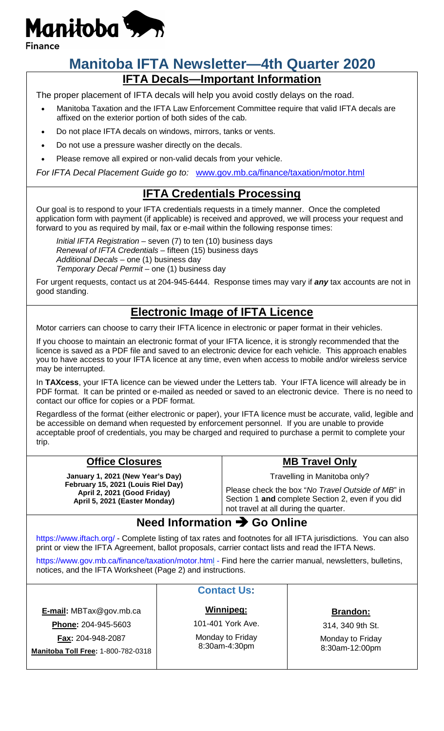Manitoba

Finance

# Manitoba IFTA Newsletter—4th Quarter 2020

## IFTA Decals—Important Information

The proper placement of IFTA decals will help you avoid costly delays on the road.

- Manitoba Taxation and the IFTA Law Enforcement Committee require that valid IFTA decals are affixed on the exterior portion of both sides of the cab.
- Do not place IFTA decals on windows, mirrors, tanks or vents.
- Do not use a pressure washer directly on the decals.
- Please remove all expired or non-valid decals from your vehicle.

*For IFTA Decal Placement Guide go to:* www.gov.mb.ca/finance/taxation/motor.html

## IFTA Credentials Processing

Our goal is to respond to your IFTA credentials requests in a timely manner. Once the completed application form with payment (if applicable) is received and approved, we will process your request and forward to you as required by mail, fax or e-mail within the following response times:

*Initial IFTA Registration* – seven (7) to ten (10) business days
*Renewal of IFTA Credentials* – fifteen (15) business days
*Additional Decals* – one (1) business day
*Temporary Decal Permit* – one (1) business day

For urgent requests, contact us at 204-945-6444. Response times may vary if ***any*** tax accounts are not in good standing.

## Electronic Image of IFTA Licence

Motor carriers can choose to carry their IFTA licence in electronic or paper format in their vehicles.

If you choose to maintain an electronic format of your IFTA licence, it is strongly recommended that the licence is saved as a PDF file and saved to an electronic device for each vehicle. This approach enables you to have access to your IFTA licence at any time, even when access to mobile and/or wireless service may be interrupted.

In **TAXcess**, your IFTA licence can be viewed under the Letters tab. Your IFTA licence will already be in PDF format. It can be printed or e-mailed as needed or saved to an electronic device. There is no need to contact our office for copies or a PDF format.

Regardless of the format (either electronic or paper), your IFTA licence must be accurate, valid, legible and be accessible on demand when requested by enforcement personnel. If you are unable to provide acceptable proof of credentials, you may be charged and required to purchase a permit to complete your trip.

### Office Closures

**January 1, 2021 (New Year's Day)**
**February 15, 2021 (Louis Riel Day)**
**April 2, 2021 (Good Friday)**
**April 5, 2021 (Easter Monday)**

### MB Travel Only

Travelling in Manitoba only?

Please check the box "*No Travel Outside of MB*" in Section 1 **and** complete Section 2, even if you did not travel at all during the quarter.

## Need Information ➔ Go Online

https://www.iftach.org/ - Complete listing of tax rates and footnotes for all IFTA jurisdictions. You can also print or view the IFTA Agreement, ballot proposals, carrier contact lists and read the IFTA News.

https://www.gov.mb.ca/finance/taxation/motor.html - Find here the carrier manual, newsletters, bulletins, notices, and the IFTA Worksheet (Page 2) and instructions.

### Contact Us:

**E-mail:** MBTax@gov.mb.ca
**Phone:** 204-945-5603
**Fax:** 204-948-2087
**Manitoba Toll Free:** 1-800-782-0318

**Winnipeg:**
101-401 York Ave.
Monday to Friday
8:30am-4:30pm

**Brandon:**
314, 340 9th St.
Monday to Friday
8:30am-12:00pm